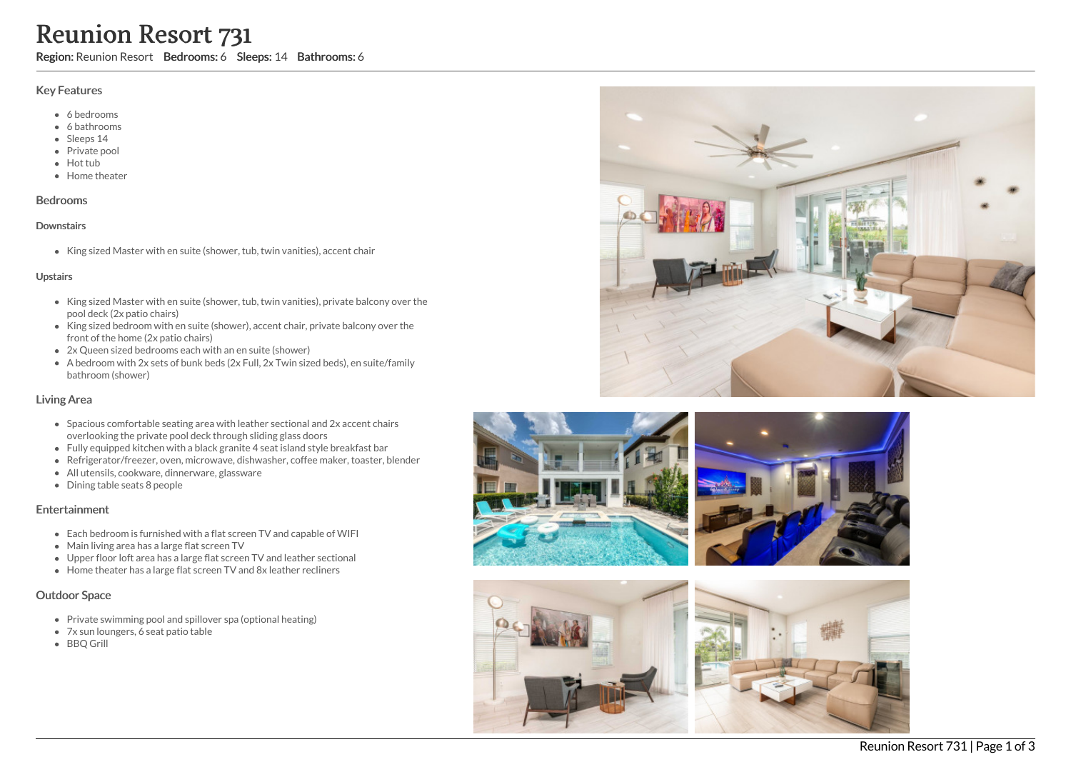# Reunion Resort 731

**Region:** Reunion Resort **Bedrooms:** 6 **Sleeps:** 14 **Bathrooms:** 6

## Key Features

- 6 bedrooms
- 6 bathrooms
- Sleeps 14
- Private pool
- Hot tub
- Home theater

## Bedrooms

### Downstairs

- King sized Master with en suite (shower, tub, twin vanities), accent chair

### Upstairs

- King sized Master with en suite (shower, tub, twin vanities), private balcony over the pool deck (2x patio chairs)
- King sized bedroom with en suite (shower), accent chair, private balcony over the front of the home (2x patio chairs)
- 2x Queen sized bedrooms each with an en suite (shower)
- A bedroom with 2x sets of bunk beds (2x Full, 2x Twin sized beds), en suite/family bathroom (shower)

## Living Area

- Spacious comfortable seating area with leather sectional and 2x accent chairs overlooking the private pool deck through sliding glass doors
- Fully equipped kitchen with a black granite 4 seat island style breakfast bar
- Refrigerator/freezer, oven, microwave, dishwasher, coffee maker, toaster, blender
- All utensils, cookware, dinnerware, glassware
- Dining table seats 8 people

## Entertainment

- Each bedroom is furnished with a flat screen TV and capable of WIFI
- Main living area has a large flat screen TV
- Upper floor loft area has a large flat screen TV and leather sectional
- Home theater has a large flat screen TV and 8x leather recliners

## Outdoor Space

- Private swimming pool and spillover spa (optional heating)
- 7x sun loungers, 6 seat patio table
- BBQ Grill